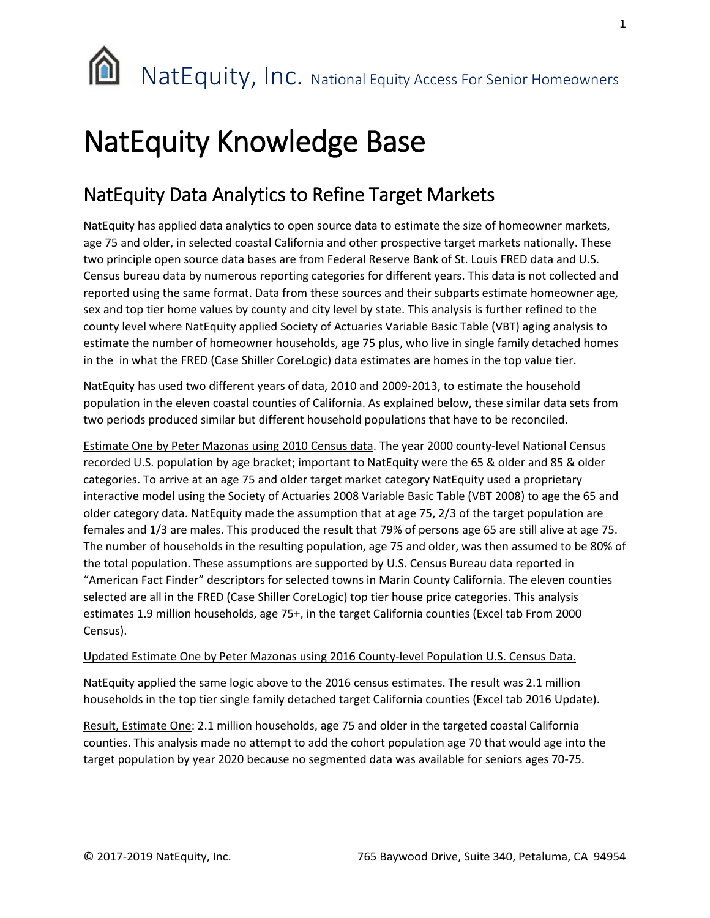NatEquity, Inc. National Equity Access For Senior Homeowners

# NatEquity Knowledge Base

## NatEquity Data Analytics to Refine Target Markets

NatEquity has applied data analytics to open source data to estimate the size of homeowner markets, age 75 and older, in selected coastal California and other prospective target markets nationally. These two principle open source data bases are from Federal Reserve Bank of St. Louis FRED data and U.S. Census bureau data by numerous reporting categories for different years. This data is not collected and reported using the same format. Data from these sources and their subparts estimate homeowner age, sex and top tier home values by county and city level by state. This analysis is further refined to the county level where NatEquity applied Society of Actuaries Variable Basic Table (VBT) aging analysis to estimate the number of homeowner households, age 75 plus, who live in single family detached homes in the  in what the FRED (Case Shiller CoreLogic) data estimates are homes in the top value tier.

NatEquity has used two different years of data, 2010 and 2009-2013, to estimate the household population in the eleven coastal counties of California. As explained below, these similar data sets from two periods produced similar but different household populations that have to be reconciled.

<u>Estimate One by Peter Mazonas using 2010 Census data</u>. The year 2000 county-level National Census recorded U.S. population by age bracket; important to NatEquity were the 65 & older and 85 & older categories. To arrive at an age 75 and older target market category NatEquity used a proprietary interactive model using the Society of Actuaries 2008 Variable Basic Table (VBT 2008) to age the 65 and older category data. NatEquity made the assumption that at age 75, 2/3 of the target population are females and 1/3 are males. This produced the result that 79% of persons age 65 are still alive at age 75. The number of households in the resulting population, age 75 and older, was then assumed to be 80% of the total population. These assumptions are supported by U.S. Census Bureau data reported in "American Fact Finder" descriptors for selected towns in Marin County California. The eleven counties selected are all in the FRED (Case Shiller CoreLogic) top tier house price categories. This analysis estimates 1.9 million households, age 75+, in the target California counties (Excel tab From 2000 Census).

<u>Updated Estimate One by Peter Mazonas using 2016 County-level Population U.S. Census Data.</u>

NatEquity applied the same logic above to the 2016 census estimates. The result was 2.1 million households in the top tier single family detached target California counties (Excel tab 2016 Update).

<u>Result, Estimate One</u>: 2.1 million households, age 75 and older in the targeted coastal California counties. This analysis made no attempt to add the cohort population age 70 that would age into the target population by year 2020 because no segmented data was available for seniors ages 70-75.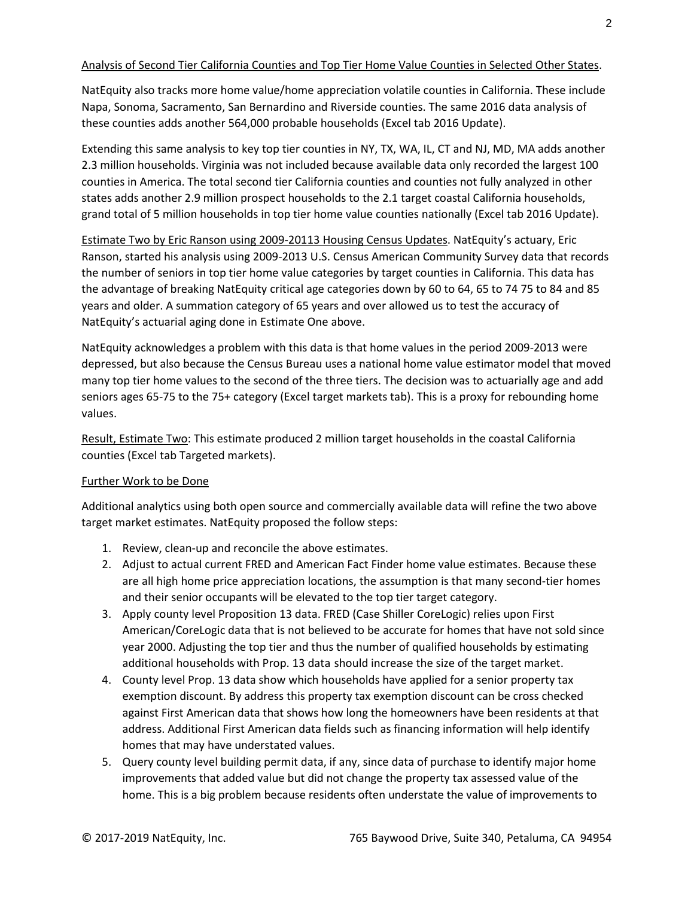Analysis of Second Tier California Counties and Top Tier Home Value Counties in Selected Other States.

NatEquity also tracks more home value/home appreciation volatile counties in California. These include Napa, Sonoma, Sacramento, San Bernardino and Riverside counties. The same 2016 data analysis of these counties adds another 564,000 probable households (Excel tab 2016 Update).

Extending this same analysis to key top tier counties in NY, TX, WA, IL, CT and NJ, MD, MA adds another 2.3 million households. Virginia was not included because available data only recorded the largest 100 counties in America. The total second tier California counties and counties not fully analyzed in other states adds another 2.9 million prospect households to the 2.1 target coastal California households, grand total of 5 million households in top tier home value counties nationally (Excel tab 2016 Update).

Estimate Two by Eric Ranson using 2009-20113 Housing Census Updates. NatEquity's actuary, Eric Ranson, started his analysis using 2009-2013 U.S. Census American Community Survey data that records the number of seniors in top tier home value categories by target counties in California. This data has the advantage of breaking NatEquity critical age categories down by 60 to 64, 65 to 74 75 to 84 and 85 years and older. A summation category of 65 years and over allowed us to test the accuracy of NatEquity's actuarial aging done in Estimate One above.

NatEquity acknowledges a problem with this data is that home values in the period 2009-2013 were depressed, but also because the Census Bureau uses a national home value estimator model that moved many top tier home values to the second of the three tiers. The decision was to actuarially age and add seniors ages 65-75 to the 75+ category (Excel target markets tab). This is a proxy for rebounding home values.

Result, Estimate Two: This estimate produced 2 million target households in the coastal California counties (Excel tab Targeted markets).

Further Work to be Done

Additional analytics using both open source and commercially available data will refine the two above target market estimates. NatEquity proposed the follow steps:

1. Review, clean-up and reconcile the above estimates.
2. Adjust to actual current FRED and American Fact Finder home value estimates. Because these are all high home price appreciation locations, the assumption is that many second-tier homes and their senior occupants will be elevated to the top tier target category.
3. Apply county level Proposition 13 data. FRED (Case Shiller CoreLogic) relies upon First American/CoreLogic data that is not believed to be accurate for homes that have not sold since year 2000. Adjusting the top tier and thus the number of qualified households by estimating additional households with Prop. 13 data should increase the size of the target market.
4. County level Prop. 13 data show which households have applied for a senior property tax exemption discount. By address this property tax exemption discount can be cross checked against First American data that shows how long the homeowners have been residents at that address. Additional First American data fields such as financing information will help identify homes that may have understated values.
5. Query county level building permit data, if any, since data of purchase to identify major home improvements that added value but did not change the property tax assessed value of the home. This is a big problem because residents often understate the value of improvements to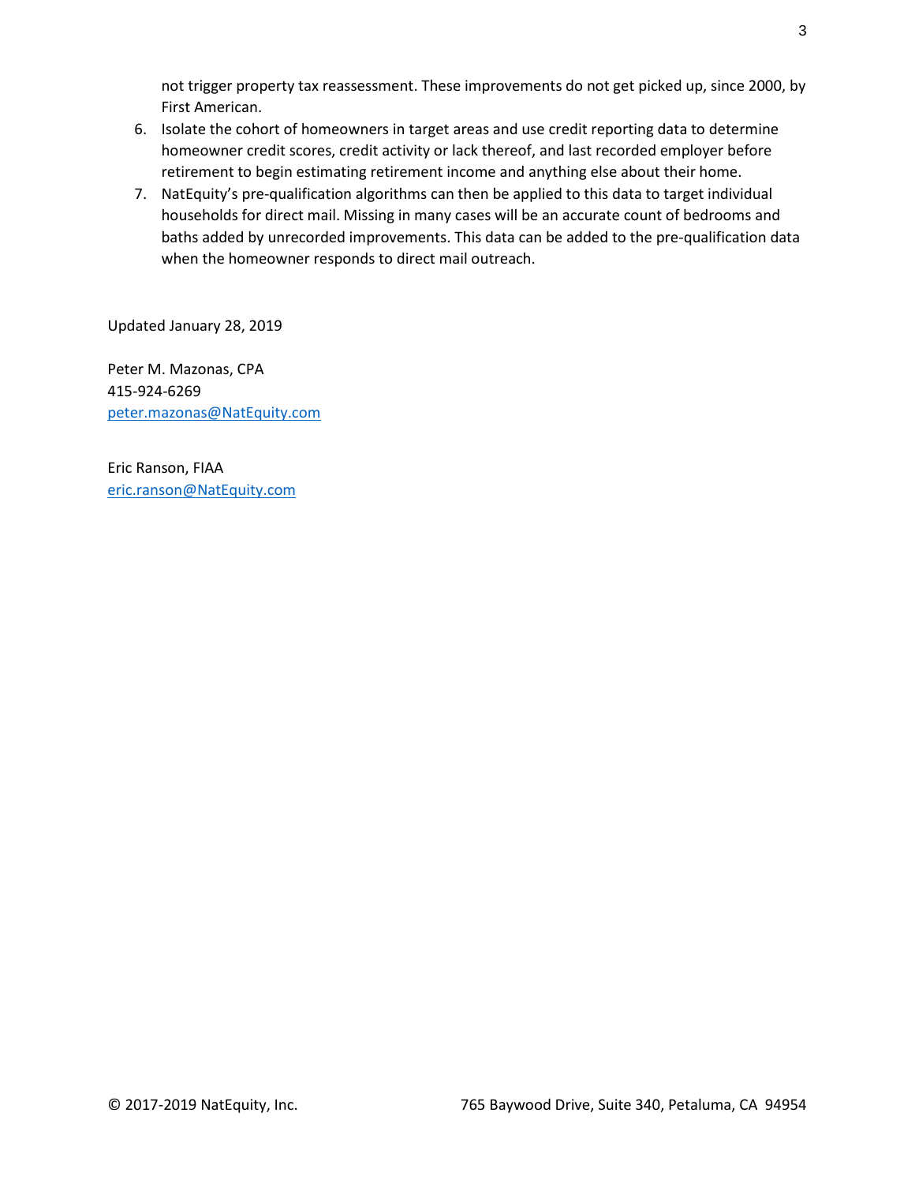not trigger property tax reassessment. These improvements do not get picked up, since 2000, by First American.

6. Isolate the cohort of homeowners in target areas and use credit reporting data to determine homeowner credit scores, credit activity or lack thereof, and last recorded employer before retirement to begin estimating retirement income and anything else about their home.
7. NatEquity's pre-qualification algorithms can then be applied to this data to target individual households for direct mail. Missing in many cases will be an accurate count of bedrooms and baths added by unrecorded improvements. This data can be added to the pre-qualification data when the homeowner responds to direct mail outreach.

Updated January 28, 2019

Peter M. Mazonas, CPA
415-924-6269
peter.mazonas@NatEquity.com

Eric Ranson, FIAA
eric.ranson@NatEquity.com

© 2017-2019 NatEquity, Inc. 765 Baywood Drive, Suite 340, Petaluma, CA 94954